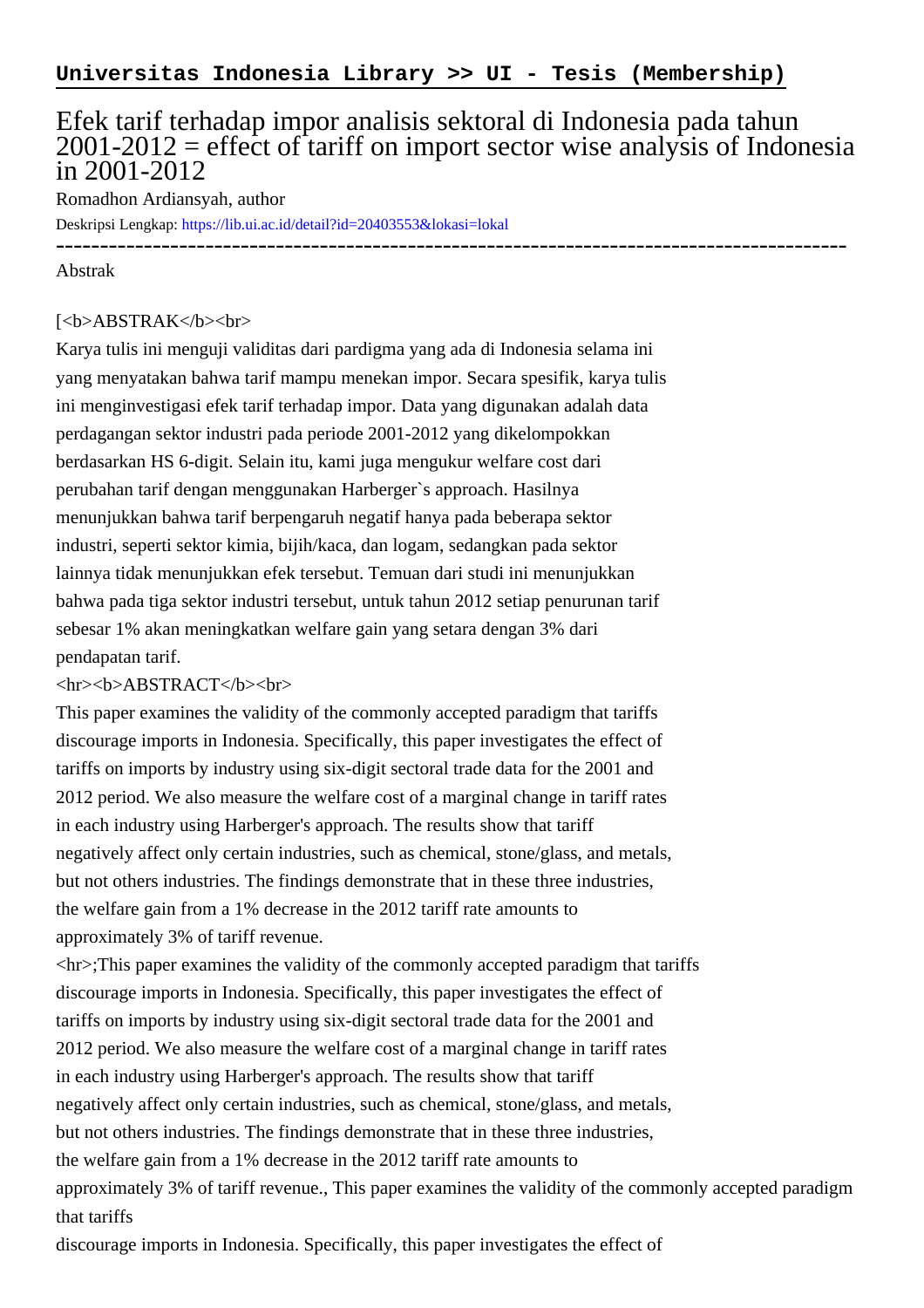**Universitas Indonesia Library >> UI - Tesis (Membership)**

# Efek tarif terhadap impor analisis sektoral di Indonesia pada tahun 2001-2012 = effect of tariff on import sector wise analysis of Indonesia in 2001-2012

Romadhon Ardiansyah, author

Deskripsi Lengkap: https://lib.ui.ac.id/detail?id=20403553&lokasi=lokal

------------------------------------------------------------------------------------------

Abstrak

[<b>ABSTRAK</b><br>
Karya tulis ini menguji validitas dari pardigma yang ada di Indonesia selama ini yang menyatakan bahwa tarif mampu menekan impor. Secara spesifik, karya tulis ini menginvestigasi efek tarif terhadap impor. Data yang digunakan adalah data perdagangan sektor industri pada periode 2001-2012 yang dikelompokkan berdasarkan HS 6-digit. Selain itu, kami juga mengukur welfare cost dari perubahan tarif dengan menggunakan Harberger`s approach. Hasilnya menunjukkan bahwa tarif berpengaruh negatif hanya pada beberapa sektor industri, seperti sektor kimia, bijih/kaca, dan logam, sedangkan pada sektor lainnya tidak menunjukkan efek tersebut. Temuan dari studi ini menunjukkan bahwa pada tiga sektor industri tersebut, untuk tahun 2012 setiap penurunan tarif sebesar 1% akan meningkatkan welfare gain yang setara dengan 3% dari pendapatan tarif.
<hr><b>ABSTRACT</b><br>
This paper examines the validity of the commonly accepted paradigm that tariffs discourage imports in Indonesia. Specifically, this paper investigates the effect of tariffs on imports by industry using six-digit sectoral trade data for the 2001 and 2012 period. We also measure the welfare cost of a marginal change in tariff rates in each industry using Harberger's approach. The results show that tariff negatively affect only certain industries, such as chemical, stone/glass, and metals, but not others industries. The findings demonstrate that in these three industries, the welfare gain from a 1% decrease in the 2012 tariff rate amounts to approximately 3% of tariff revenue.
<hr>;This paper examines the validity of the commonly accepted paradigm that tariffs discourage imports in Indonesia. Specifically, this paper investigates the effect of tariffs on imports by industry using six-digit sectoral trade data for the 2001 and 2012 period. We also measure the welfare cost of a marginal change in tariff rates in each industry using Harberger's approach. The results show that tariff negatively affect only certain industries, such as chemical, stone/glass, and metals, but not others industries. The findings demonstrate that in these three industries, the welfare gain from a 1% decrease in the 2012 tariff rate amounts to approximately 3% of tariff revenue., This paper examines the validity of the commonly accepted paradigm that tariffs
discourage imports in Indonesia. Specifically, this paper investigates the effect of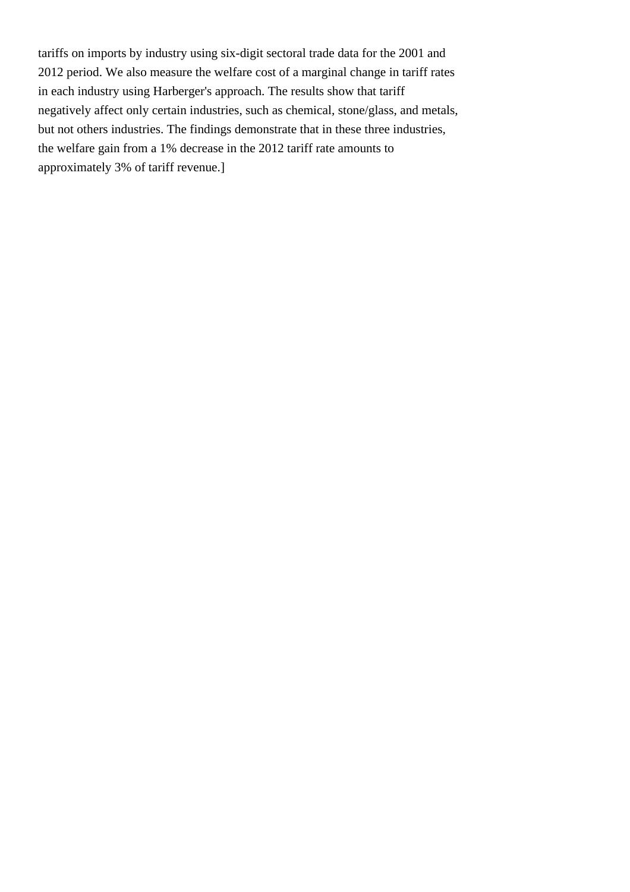tariffs on imports by industry using six-digit sectoral trade data for the 2001 and 2012 period. We also measure the welfare cost of a marginal change in tariff rates in each industry using Harberger's approach. The results show that tariff negatively affect only certain industries, such as chemical, stone/glass, and metals, but not others industries. The findings demonstrate that in these three industries, the welfare gain from a 1% decrease in the 2012 tariff rate amounts to approximately 3% of tariff revenue.]